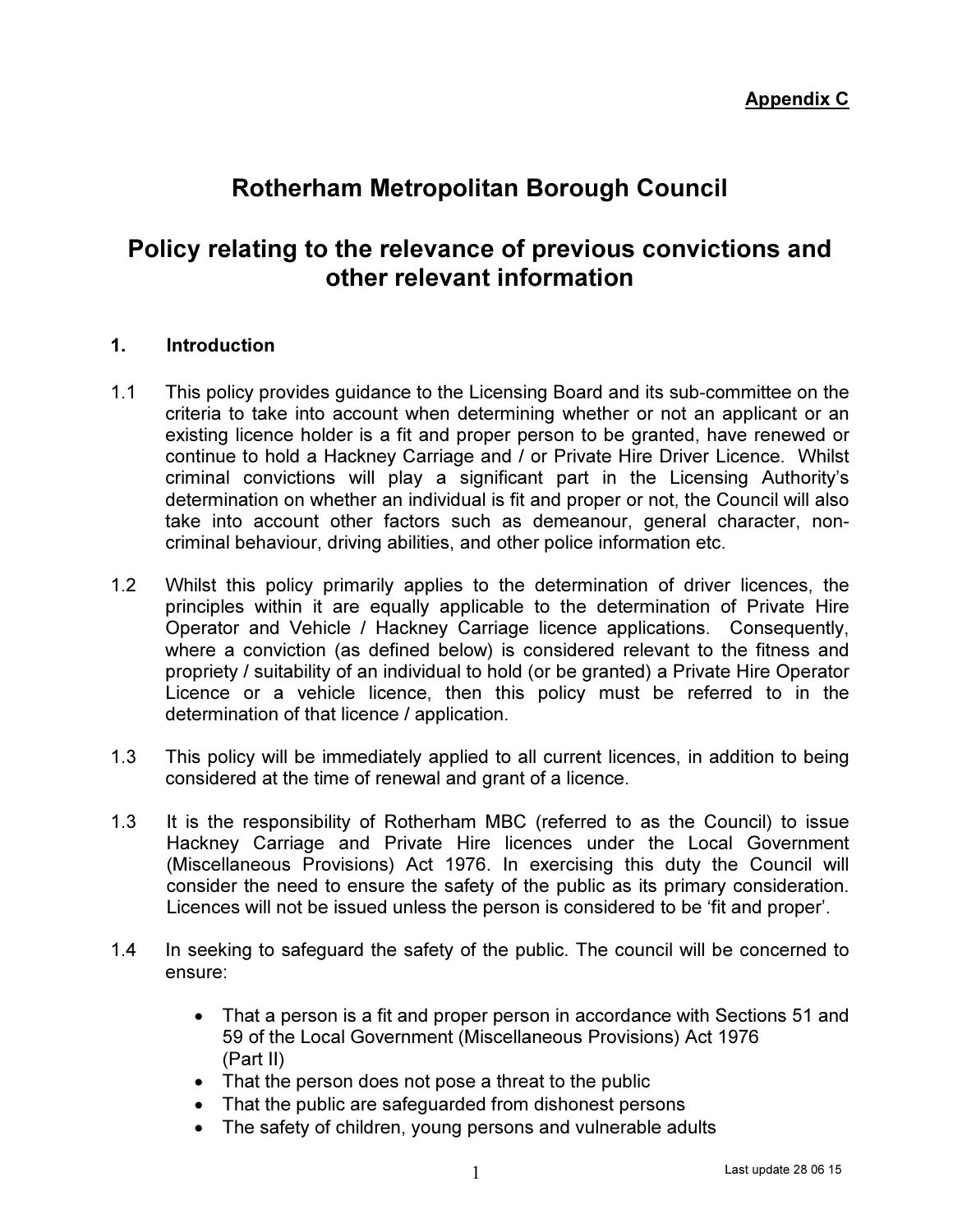**Appendix C**

# Rotherham Metropolitan Borough Council

# Policy relating to the relevance of previous convictions and other relevant information

## 1. Introduction

1.1 This policy provides guidance to the Licensing Board and its sub-committee on the criteria to take into account when determining whether or not an applicant or an existing licence holder is a fit and proper person to be granted, have renewed or continue to hold a Hackney Carriage and / or Private Hire Driver Licence. Whilst criminal convictions will play a significant part in the Licensing Authority's determination on whether an individual is fit and proper or not, the Council will also take into account other factors such as demeanour, general character, non-criminal behaviour, driving abilities, and other police information etc.

1.2 Whilst this policy primarily applies to the determination of driver licences, the principles within it are equally applicable to the determination of Private Hire Operator and Vehicle / Hackney Carriage licence applications. Consequently, where a conviction (as defined below) is considered relevant to the fitness and propriety / suitability of an individual to hold (or be granted) a Private Hire Operator Licence or a vehicle licence, then this policy must be referred to in the determination of that licence / application.

1.3 This policy will be immediately applied to all current licences, in addition to being considered at the time of renewal and grant of a licence.

1.3 It is the responsibility of Rotherham MBC (referred to as the Council) to issue Hackney Carriage and Private Hire licences under the Local Government (Miscellaneous Provisions) Act 1976. In exercising this duty the Council will consider the need to ensure the safety of the public as its primary consideration. Licences will not be issued unless the person is considered to be 'fit and proper'.

1.4 In seeking to safeguard the safety of the public. The council will be concerned to ensure:

- That a person is a fit and proper person in accordance with Sections 51 and 59 of the Local Government (Miscellaneous Provisions) Act 1976 (Part II)
- That the person does not pose a threat to the public
- That the public are safeguarded from dishonest persons
- The safety of children, young persons and vulnerable adults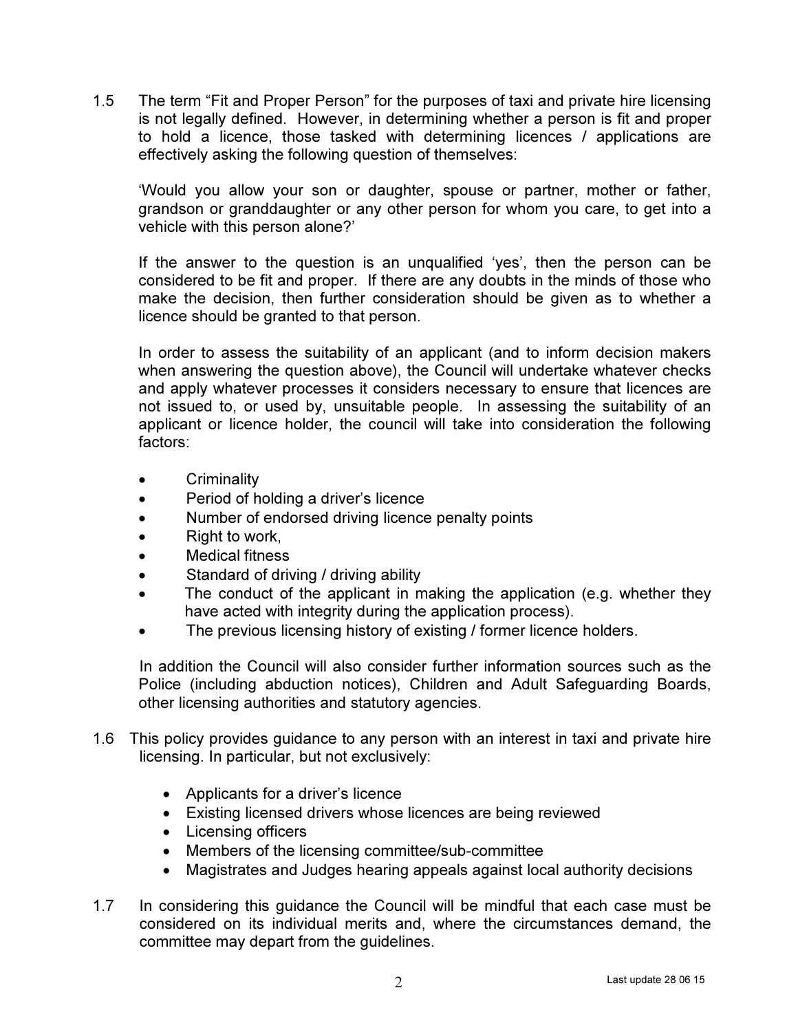1.5 The term "Fit and Proper Person" for the purposes of taxi and private hire licensing is not legally defined. However, in determining whether a person is fit and proper to hold a licence, those tasked with determining licences / applications are effectively asking the following question of themselves:

'Would you allow your son or daughter, spouse or partner, mother or father, grandson or granddaughter or any other person for whom you care, to get into a vehicle with this person alone?'

If the answer to the question is an unqualified 'yes', then the person can be considered to be fit and proper. If there are any doubts in the minds of those who make the decision, then further consideration should be given as to whether a licence should be granted to that person.

In order to assess the suitability of an applicant (and to inform decision makers when answering the question above), the Council will undertake whatever checks and apply whatever processes it considers necessary to ensure that licences are not issued to, or used by, unsuitable people. In assessing the suitability of an applicant or licence holder, the council will take into consideration the following factors:

- Criminality
- Period of holding a driver's licence
- Number of endorsed driving licence penalty points
- Right to work,
- Medical fitness
- Standard of driving / driving ability
- The conduct of the applicant in making the application (e.g. whether they have acted with integrity during the application process).
- The previous licensing history of existing / former licence holders.

In addition the Council will also consider further information sources such as the Police (including abduction notices), Children and Adult Safeguarding Boards, other licensing authorities and statutory agencies.

1.6 This policy provides guidance to any person with an interest in taxi and private hire licensing. In particular, but not exclusively:

- Applicants for a driver's licence
- Existing licensed drivers whose licences are being reviewed
- Licensing officers
- Members of the licensing committee/sub-committee
- Magistrates and Judges hearing appeals against local authority decisions

1.7 In considering this guidance the Council will be mindful that each case must be considered on its individual merits and, where the circumstances demand, the committee may depart from the guidelines.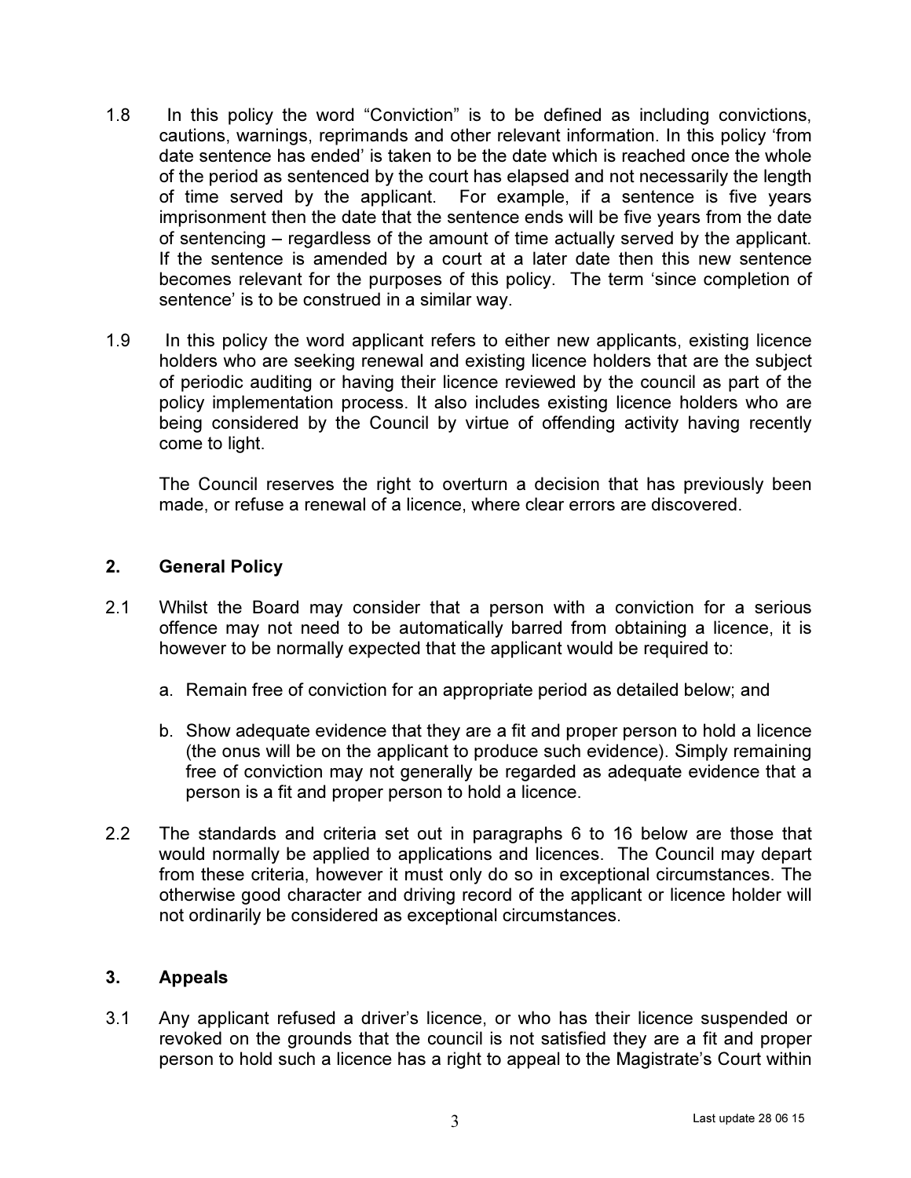1.8 In this policy the word "Conviction" is to be defined as including convictions, cautions, warnings, reprimands and other relevant information. In this policy 'from date sentence has ended' is taken to be the date which is reached once the whole of the period as sentenced by the court has elapsed and not necessarily the length of time served by the applicant. For example, if a sentence is five years imprisonment then the date that the sentence ends will be five years from the date of sentencing – regardless of the amount of time actually served by the applicant. If the sentence is amended by a court at a later date then this new sentence becomes relevant for the purposes of this policy. The term 'since completion of sentence' is to be construed in a similar way.

1.9 In this policy the word applicant refers to either new applicants, existing licence holders who are seeking renewal and existing licence holders that are the subject of periodic auditing or having their licence reviewed by the council as part of the policy implementation process. It also includes existing licence holders who are being considered by the Council by virtue of offending activity having recently come to light.

The Council reserves the right to overturn a decision that has previously been made, or refuse a renewal of a licence, where clear errors are discovered.

## 2. General Policy

2.1 Whilst the Board may consider that a person with a conviction for a serious offence may not need to be automatically barred from obtaining a licence, it is however to be normally expected that the applicant would be required to:

a. Remain free of conviction for an appropriate period as detailed below; and

b. Show adequate evidence that they are a fit and proper person to hold a licence (the onus will be on the applicant to produce such evidence). Simply remaining free of conviction may not generally be regarded as adequate evidence that a person is a fit and proper person to hold a licence.

2.2 The standards and criteria set out in paragraphs 6 to 16 below are those that would normally be applied to applications and licences. The Council may depart from these criteria, however it must only do so in exceptional circumstances. The otherwise good character and driving record of the applicant or licence holder will not ordinarily be considered as exceptional circumstances.

## 3. Appeals

3.1 Any applicant refused a driver's licence, or who has their licence suspended or revoked on the grounds that the council is not satisfied they are a fit and proper person to hold such a licence has a right to appeal to the Magistrate's Court within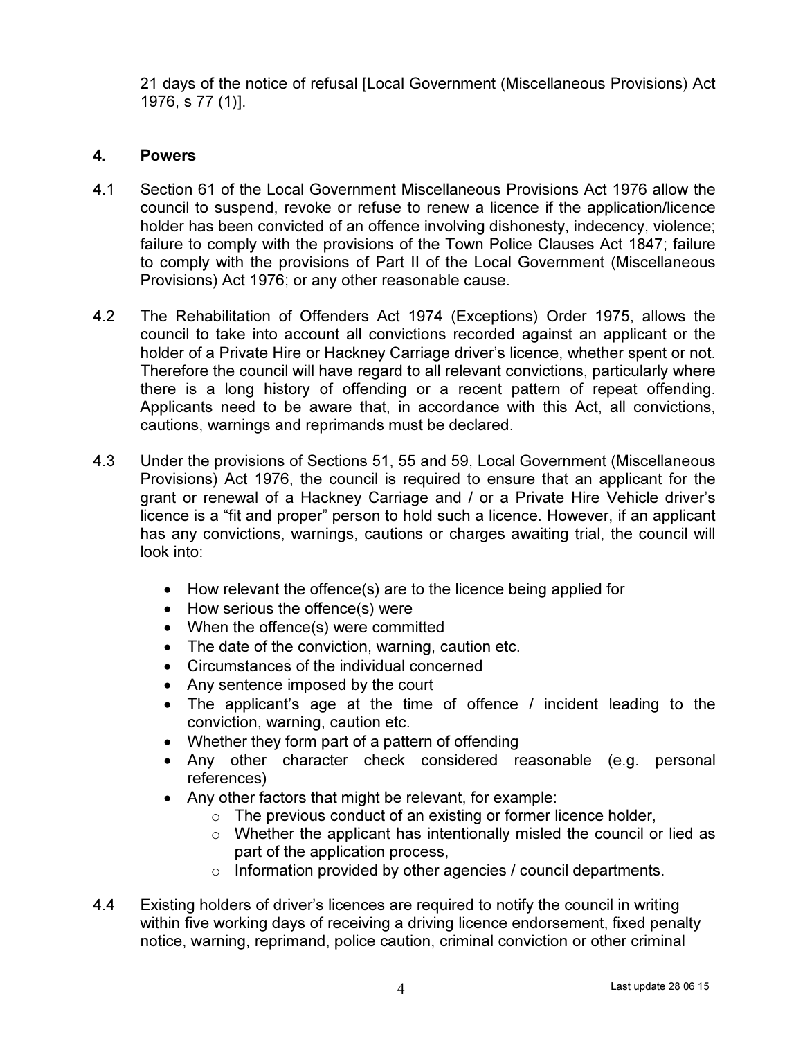21 days of the notice of refusal [Local Government (Miscellaneous Provisions) Act 1976, s 77 (1)].

## 4. Powers

4.1 Section 61 of the Local Government Miscellaneous Provisions Act 1976 allow the council to suspend, revoke or refuse to renew a licence if the application/licence holder has been convicted of an offence involving dishonesty, indecency, violence; failure to comply with the provisions of the Town Police Clauses Act 1847; failure to comply with the provisions of Part II of the Local Government (Miscellaneous Provisions) Act 1976; or any other reasonable cause.

4.2 The Rehabilitation of Offenders Act 1974 (Exceptions) Order 1975, allows the council to take into account all convictions recorded against an applicant or the holder of a Private Hire or Hackney Carriage driver's licence, whether spent or not. Therefore the council will have regard to all relevant convictions, particularly where there is a long history of offending or a recent pattern of repeat offending. Applicants need to be aware that, in accordance with this Act, all convictions, cautions, warnings and reprimands must be declared.

4.3 Under the provisions of Sections 51, 55 and 59, Local Government (Miscellaneous Provisions) Act 1976, the council is required to ensure that an applicant for the grant or renewal of a Hackney Carriage and / or a Private Hire Vehicle driver's licence is a "fit and proper" person to hold such a licence. However, if an applicant has any convictions, warnings, cautions or charges awaiting trial, the council will look into:

- How relevant the offence(s) are to the licence being applied for
- How serious the offence(s) were
- When the offence(s) were committed
- The date of the conviction, warning, caution etc.
- Circumstances of the individual concerned
- Any sentence imposed by the court
- The applicant's age at the time of offence / incident leading to the conviction, warning, caution etc.
- Whether they form part of a pattern of offending
- Any other character check considered reasonable (e.g. personal references)
- Any other factors that might be relevant, for example:
  - The previous conduct of an existing or former licence holder,
  - Whether the applicant has intentionally misled the council or lied as part of the application process,
  - Information provided by other agencies / council departments.

4.4 Existing holders of driver's licences are required to notify the council in writing within five working days of receiving a driving licence endorsement, fixed penalty notice, warning, reprimand, police caution, criminal conviction or other criminal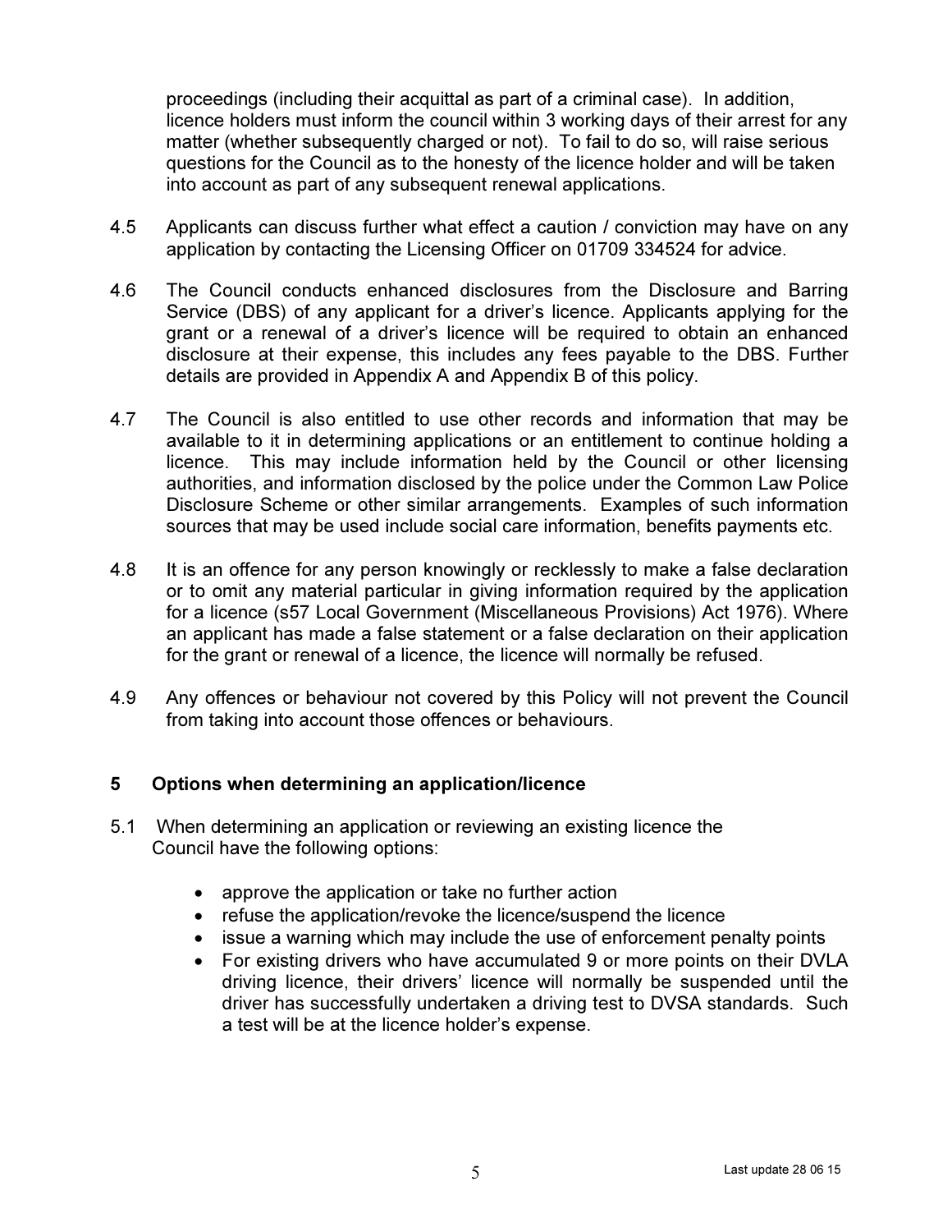proceedings (including their acquittal as part of a criminal case). In addition, licence holders must inform the council within 3 working days of their arrest for any matter (whether subsequently charged or not). To fail to do so, will raise serious questions for the Council as to the honesty of the licence holder and will be taken into account as part of any subsequent renewal applications.

4.5 Applicants can discuss further what effect a caution / conviction may have on any application by contacting the Licensing Officer on 01709 334524 for advice.

4.6 The Council conducts enhanced disclosures from the Disclosure and Barring Service (DBS) of any applicant for a driver's licence. Applicants applying for the grant or a renewal of a driver's licence will be required to obtain an enhanced disclosure at their expense, this includes any fees payable to the DBS. Further details are provided in Appendix A and Appendix B of this policy.

4.7 The Council is also entitled to use other records and information that may be available to it in determining applications or an entitlement to continue holding a licence. This may include information held by the Council or other licensing authorities, and information disclosed by the police under the Common Law Police Disclosure Scheme or other similar arrangements. Examples of such information sources that may be used include social care information, benefits payments etc.

4.8 It is an offence for any person knowingly or recklessly to make a false declaration or to omit any material particular in giving information required by the application for a licence (s57 Local Government (Miscellaneous Provisions) Act 1976). Where an applicant has made a false statement or a false declaration on their application for the grant or renewal of a licence, the licence will normally be refused.

4.9 Any offences or behaviour not covered by this Policy will not prevent the Council from taking into account those offences or behaviours.

## 5 Options when determining an application/licence

5.1 When determining an application or reviewing an existing licence the Council have the following options:

- approve the application or take no further action
- refuse the application/revoke the licence/suspend the licence
- issue a warning which may include the use of enforcement penalty points
- For existing drivers who have accumulated 9 or more points on their DVLA driving licence, their drivers' licence will normally be suspended until the driver has successfully undertaken a driving test to DVSA standards. Such a test will be at the licence holder's expense.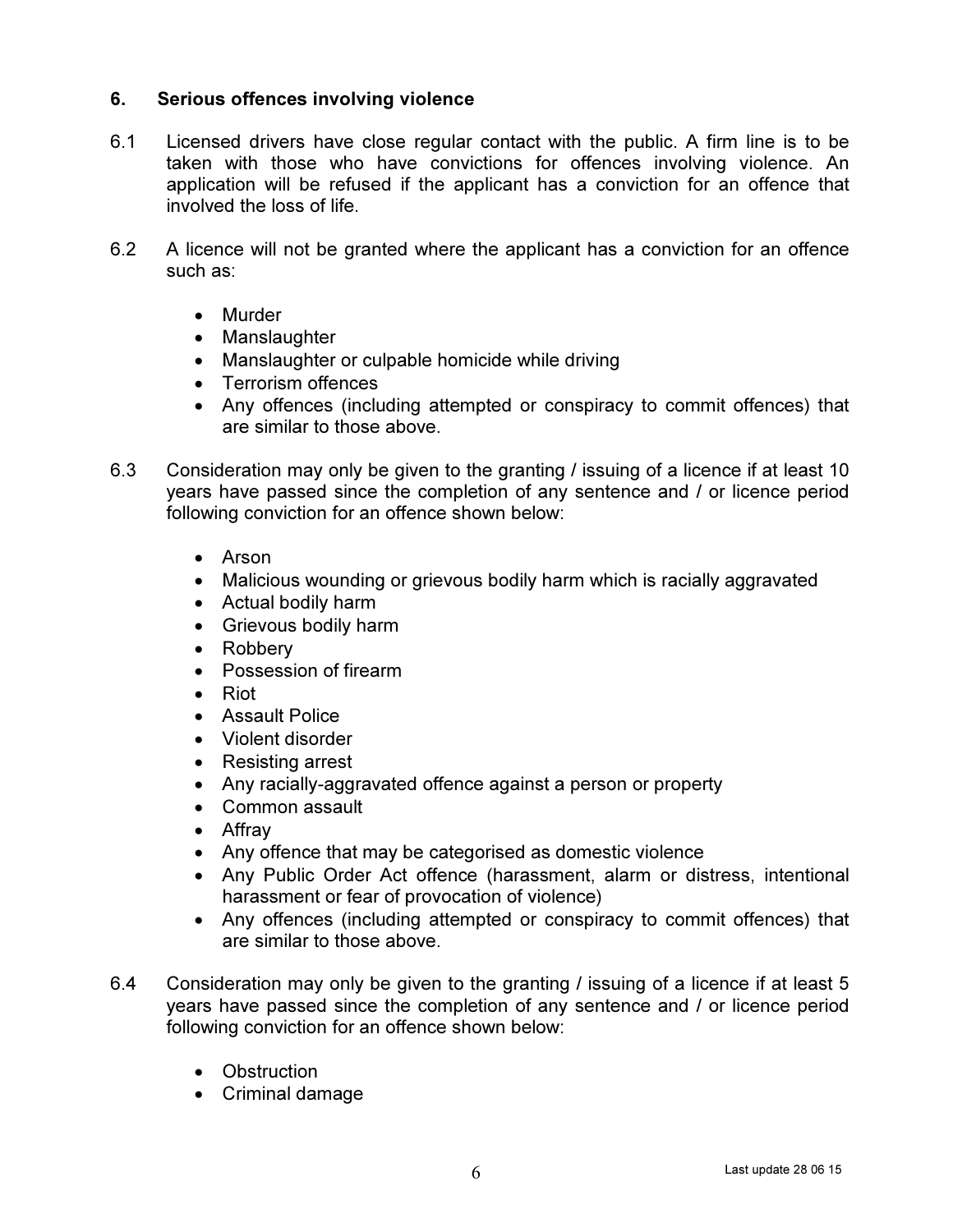## 6. Serious offences involving violence

6.1 Licensed drivers have close regular contact with the public. A firm line is to be taken with those who have convictions for offences involving violence. An application will be refused if the applicant has a conviction for an offence that involved the loss of life.

6.2 A licence will not be granted where the applicant has a conviction for an offence such as:

- Murder
- Manslaughter
- Manslaughter or culpable homicide while driving
- Terrorism offences
- Any offences (including attempted or conspiracy to commit offences) that are similar to those above.

6.3 Consideration may only be given to the granting / issuing of a licence if at least 10 years have passed since the completion of any sentence and / or licence period following conviction for an offence shown below:

- Arson
- Malicious wounding or grievous bodily harm which is racially aggravated
- Actual bodily harm
- Grievous bodily harm
- Robbery
- Possession of firearm
- Riot
- Assault Police
- Violent disorder
- Resisting arrest
- Any racially-aggravated offence against a person or property
- Common assault
- Affray
- Any offence that may be categorised as domestic violence
- Any Public Order Act offence (harassment, alarm or distress, intentional harassment or fear of provocation of violence)
- Any offences (including attempted or conspiracy to commit offences) that are similar to those above.

6.4 Consideration may only be given to the granting / issuing of a licence if at least 5 years have passed since the completion of any sentence and / or licence period following conviction for an offence shown below:

- Obstruction
- Criminal damage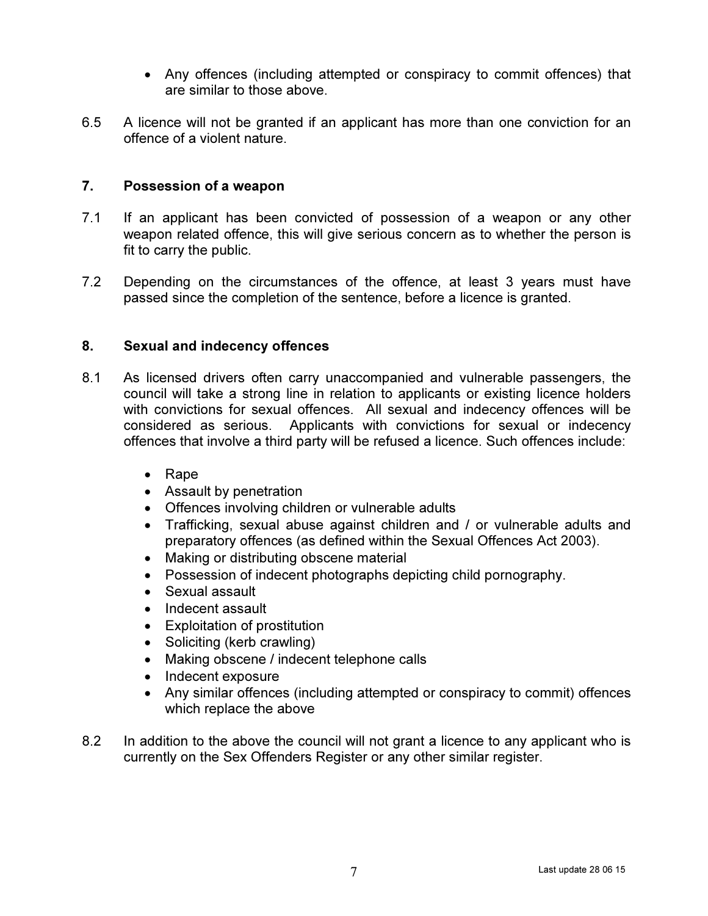- Any offences (including attempted or conspiracy to commit offences) that are similar to those above.

6.5 A licence will not be granted if an applicant has more than one conviction for an offence of a violent nature.

## 7. Possession of a weapon

7.1 If an applicant has been convicted of possession of a weapon or any other weapon related offence, this will give serious concern as to whether the person is fit to carry the public.

7.2 Depending on the circumstances of the offence, at least 3 years must have passed since the completion of the sentence, before a licence is granted.

## 8. Sexual and indecency offences

8.1 As licensed drivers often carry unaccompanied and vulnerable passengers, the council will take a strong line in relation to applicants or existing licence holders with convictions for sexual offences. All sexual and indecency offences will be considered as serious. Applicants with convictions for sexual or indecency offences that involve a third party will be refused a licence. Such offences include:

- Rape
- Assault by penetration
- Offences involving children or vulnerable adults
- Trafficking, sexual abuse against children and / or vulnerable adults and preparatory offences (as defined within the Sexual Offences Act 2003).
- Making or distributing obscene material
- Possession of indecent photographs depicting child pornography.
- Sexual assault
- Indecent assault
- Exploitation of prostitution
- Soliciting (kerb crawling)
- Making obscene / indecent telephone calls
- Indecent exposure
- Any similar offences (including attempted or conspiracy to commit) offences which replace the above

8.2 In addition to the above the council will not grant a licence to any applicant who is currently on the Sex Offenders Register or any other similar register.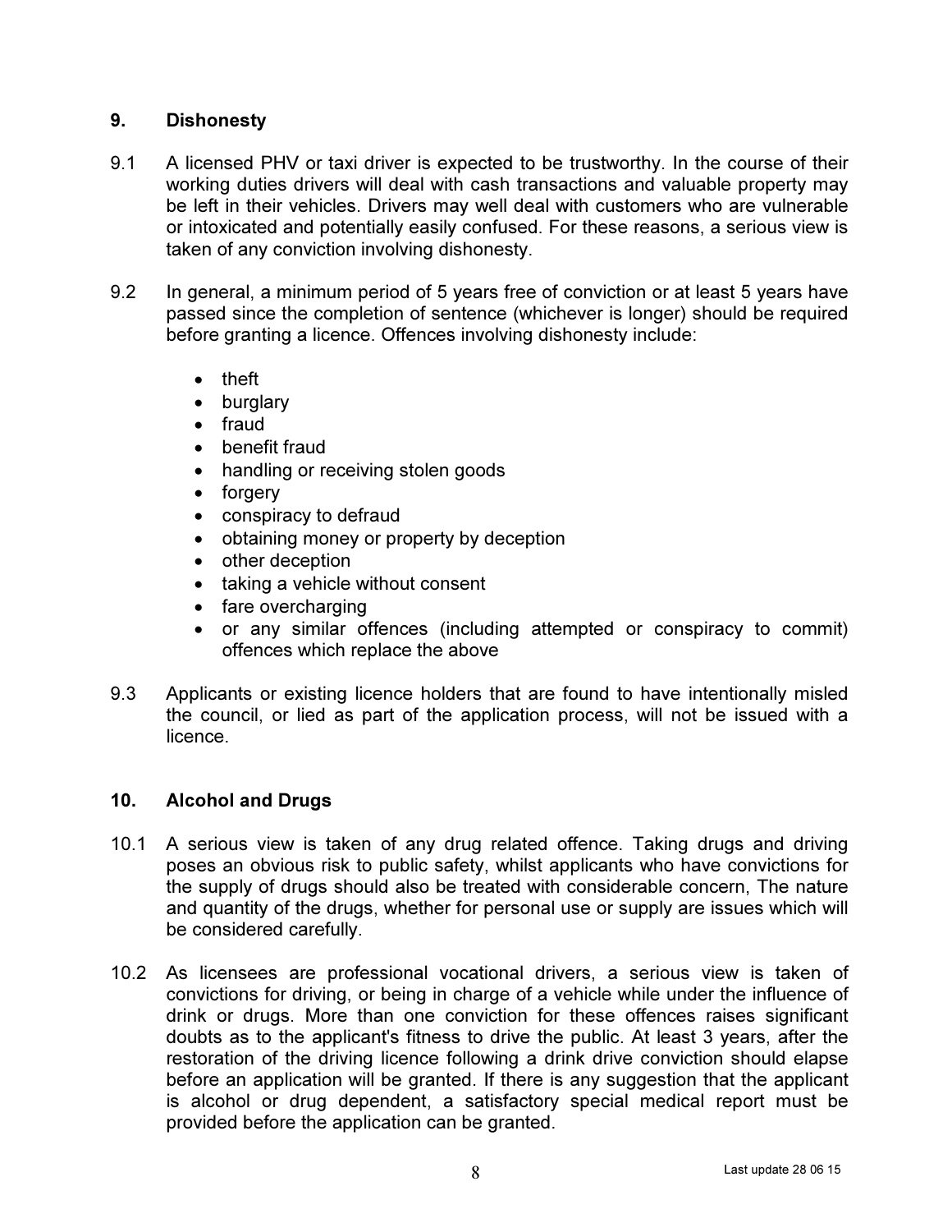## 9. Dishonesty

9.1 A licensed PHV or taxi driver is expected to be trustworthy. In the course of their working duties drivers will deal with cash transactions and valuable property may be left in their vehicles. Drivers may well deal with customers who are vulnerable or intoxicated and potentially easily confused. For these reasons, a serious view is taken of any conviction involving dishonesty.

9.2 In general, a minimum period of 5 years free of conviction or at least 5 years have passed since the completion of sentence (whichever is longer) should be required before granting a licence. Offences involving dishonesty include:

- theft
- burglary
- fraud
- benefit fraud
- handling or receiving stolen goods
- forgery
- conspiracy to defraud
- obtaining money or property by deception
- other deception
- taking a vehicle without consent
- fare overcharging
- or any similar offences (including attempted or conspiracy to commit) offences which replace the above

9.3 Applicants or existing licence holders that are found to have intentionally misled the council, or lied as part of the application process, will not be issued with a licence.

## 10. Alcohol and Drugs

10.1 A serious view is taken of any drug related offence. Taking drugs and driving poses an obvious risk to public safety, whilst applicants who have convictions for the supply of drugs should also be treated with considerable concern, The nature and quantity of the drugs, whether for personal use or supply are issues which will be considered carefully.

10.2 As licensees are professional vocational drivers, a serious view is taken of convictions for driving, or being in charge of a vehicle while under the influence of drink or drugs. More than one conviction for these offences raises significant doubts as to the applicant's fitness to drive the public. At least 3 years, after the restoration of the driving licence following a drink drive conviction should elapse before an application will be granted. If there is any suggestion that the applicant is alcohol or drug dependent, a satisfactory special medical report must be provided before the application can be granted.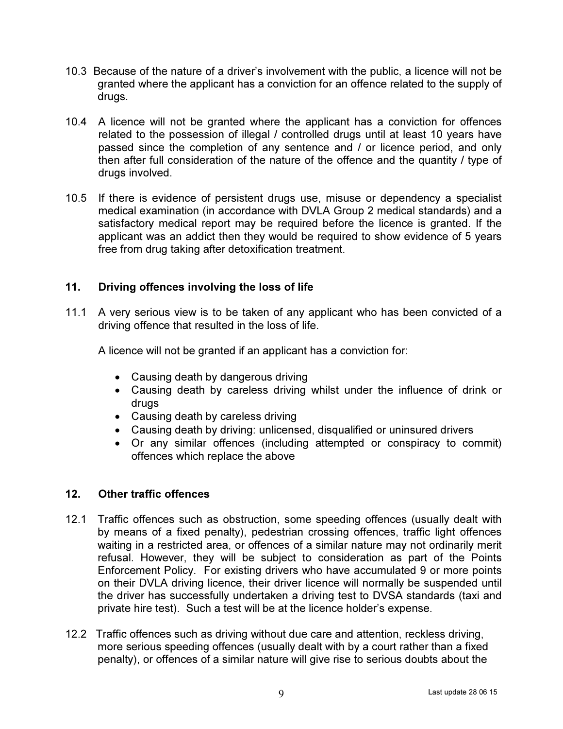10.3 Because of the nature of a driver's involvement with the public, a licence will not be granted where the applicant has a conviction for an offence related to the supply of drugs.

10.4 A licence will not be granted where the applicant has a conviction for offences related to the possession of illegal / controlled drugs until at least 10 years have passed since the completion of any sentence and / or licence period, and only then after full consideration of the nature of the offence and the quantity / type of drugs involved.

10.5 If there is evidence of persistent drugs use, misuse or dependency a specialist medical examination (in accordance with DVLA Group 2 medical standards) and a satisfactory medical report may be required before the licence is granted. If the applicant was an addict then they would be required to show evidence of 5 years free from drug taking after detoxification treatment.

## 11. Driving offences involving the loss of life

11.1 A very serious view is to be taken of any applicant who has been convicted of a driving offence that resulted in the loss of life.

A licence will not be granted if an applicant has a conviction for:

- Causing death by dangerous driving
- Causing death by careless driving whilst under the influence of drink or drugs
- Causing death by careless driving
- Causing death by driving: unlicensed, disqualified or uninsured drivers
- Or any similar offences (including attempted or conspiracy to commit) offences which replace the above

## 12. Other traffic offences

12.1 Traffic offences such as obstruction, some speeding offences (usually dealt with by means of a fixed penalty), pedestrian crossing offences, traffic light offences waiting in a restricted area, or offences of a similar nature may not ordinarily merit refusal. However, they will be subject to consideration as part of the Points Enforcement Policy. For existing drivers who have accumulated 9 or more points on their DVLA driving licence, their driver licence will normally be suspended until the driver has successfully undertaken a driving test to DVSA standards (taxi and private hire test). Such a test will be at the licence holder's expense.

12.2 Traffic offences such as driving without due care and attention, reckless driving, more serious speeding offences (usually dealt with by a court rather than a fixed penalty), or offences of a similar nature will give rise to serious doubts about the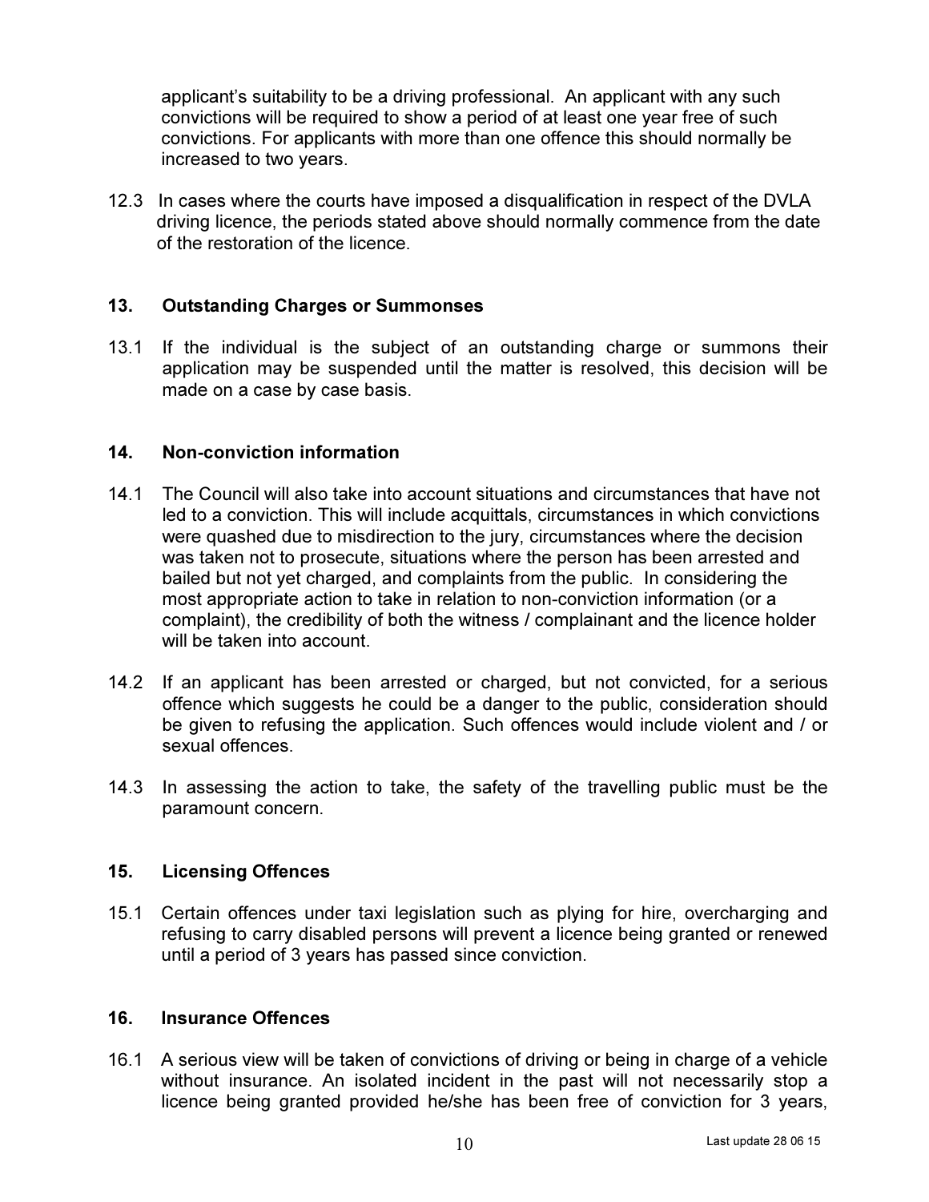applicant's suitability to be a driving professional. An applicant with any such convictions will be required to show a period of at least one year free of such convictions. For applicants with more than one offence this should normally be increased to two years.

12.3 In cases where the courts have imposed a disqualification in respect of the DVLA driving licence, the periods stated above should normally commence from the date of the restoration of the licence.

## 13. Outstanding Charges or Summonses

13.1 If the individual is the subject of an outstanding charge or summons their application may be suspended until the matter is resolved, this decision will be made on a case by case basis.

## 14. Non-conviction information

14.1 The Council will also take into account situations and circumstances that have not led to a conviction. This will include acquittals, circumstances in which convictions were quashed due to misdirection to the jury, circumstances where the decision was taken not to prosecute, situations where the person has been arrested and bailed but not yet charged, and complaints from the public. In considering the most appropriate action to take in relation to non-conviction information (or a complaint), the credibility of both the witness / complainant and the licence holder will be taken into account.

14.2 If an applicant has been arrested or charged, but not convicted, for a serious offence which suggests he could be a danger to the public, consideration should be given to refusing the application. Such offences would include violent and / or sexual offences.

14.3 In assessing the action to take, the safety of the travelling public must be the paramount concern.

## 15. Licensing Offences

15.1 Certain offences under taxi legislation such as plying for hire, overcharging and refusing to carry disabled persons will prevent a licence being granted or renewed until a period of 3 years has passed since conviction.

## 16. Insurance Offences

16.1 A serious view will be taken of convictions of driving or being in charge of a vehicle without insurance. An isolated incident in the past will not necessarily stop a licence being granted provided he/she has been free of conviction for 3 years,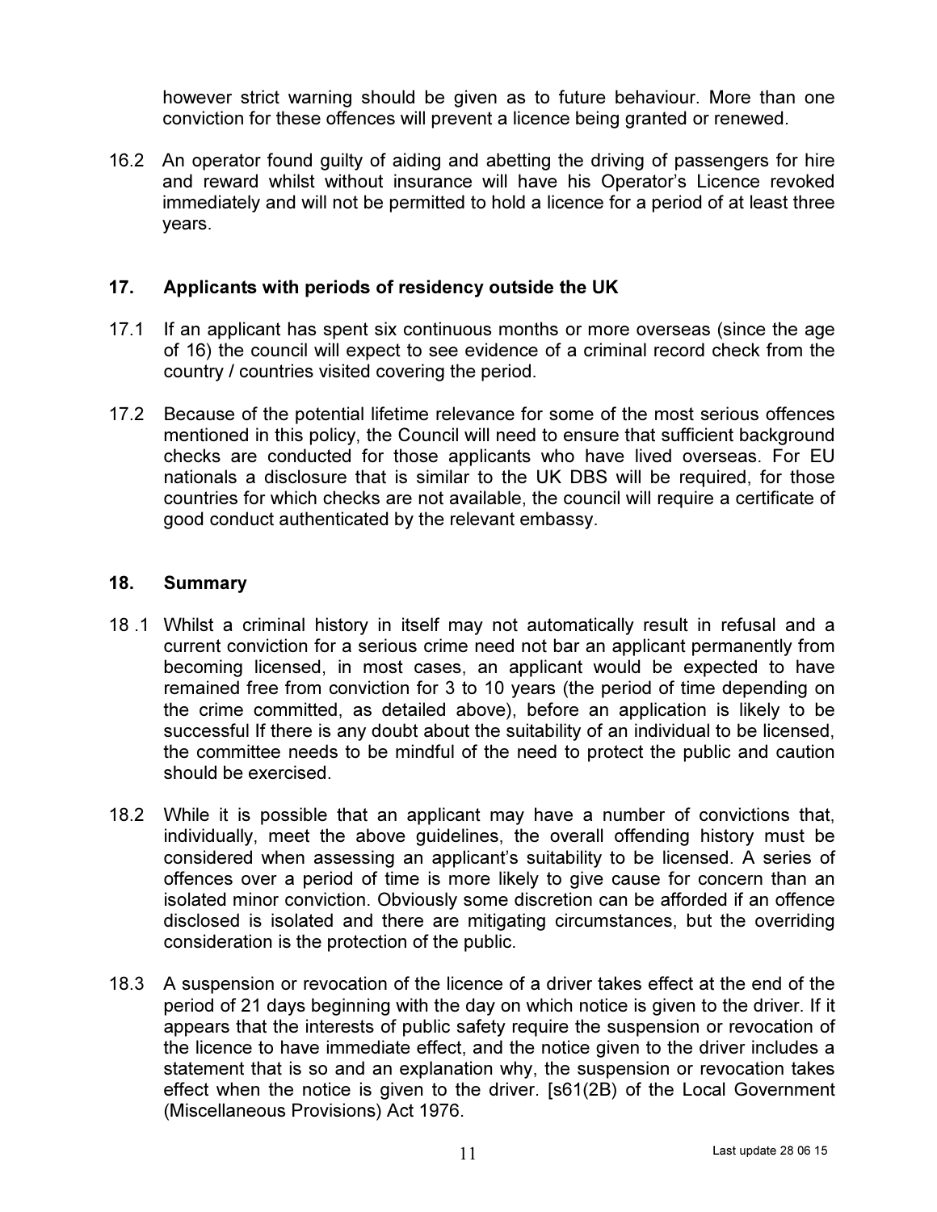however strict warning should be given as to future behaviour. More than one conviction for these offences will prevent a licence being granted or renewed.

16.2 An operator found guilty of aiding and abetting the driving of passengers for hire and reward whilst without insurance will have his Operator's Licence revoked immediately and will not be permitted to hold a licence for a period of at least three years.

## 17. Applicants with periods of residency outside the UK

17.1 If an applicant has spent six continuous months or more overseas (since the age of 16) the council will expect to see evidence of a criminal record check from the country / countries visited covering the period.

17.2 Because of the potential lifetime relevance for some of the most serious offences mentioned in this policy, the Council will need to ensure that sufficient background checks are conducted for those applicants who have lived overseas. For EU nationals a disclosure that is similar to the UK DBS will be required, for those countries for which checks are not available, the council will require a certificate of good conduct authenticated by the relevant embassy.

## 18. Summary

18 .1 Whilst a criminal history in itself may not automatically result in refusal and a current conviction for a serious crime need not bar an applicant permanently from becoming licensed, in most cases, an applicant would be expected to have remained free from conviction for 3 to 10 years (the period of time depending on the crime committed, as detailed above), before an application is likely to be successful If there is any doubt about the suitability of an individual to be licensed, the committee needs to be mindful of the need to protect the public and caution should be exercised.

18.2 While it is possible that an applicant may have a number of convictions that, individually, meet the above guidelines, the overall offending history must be considered when assessing an applicant's suitability to be licensed. A series of offences over a period of time is more likely to give cause for concern than an isolated minor conviction. Obviously some discretion can be afforded if an offence disclosed is isolated and there are mitigating circumstances, but the overriding consideration is the protection of the public.

18.3 A suspension or revocation of the licence of a driver takes effect at the end of the period of 21 days beginning with the day on which notice is given to the driver. If it appears that the interests of public safety require the suspension or revocation of the licence to have immediate effect, and the notice given to the driver includes a statement that is so and an explanation why, the suspension or revocation takes effect when the notice is given to the driver. [s61(2B) of the Local Government (Miscellaneous Provisions) Act 1976.

Last update 28 06 15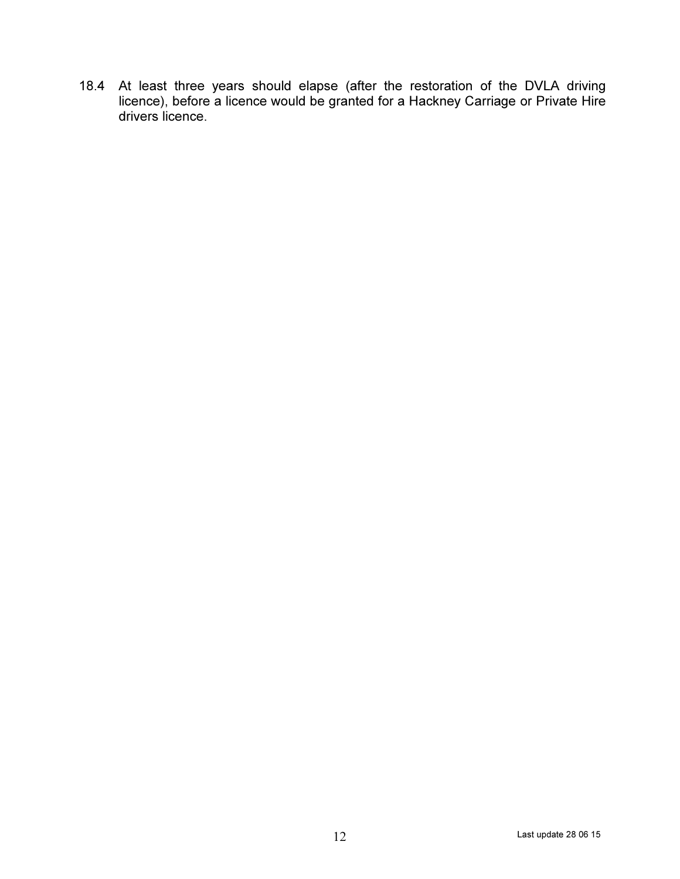18.4 At least three years should elapse (after the restoration of the DVLA driving licence), before a licence would be granted for a Hackney Carriage or Private Hire drivers licence.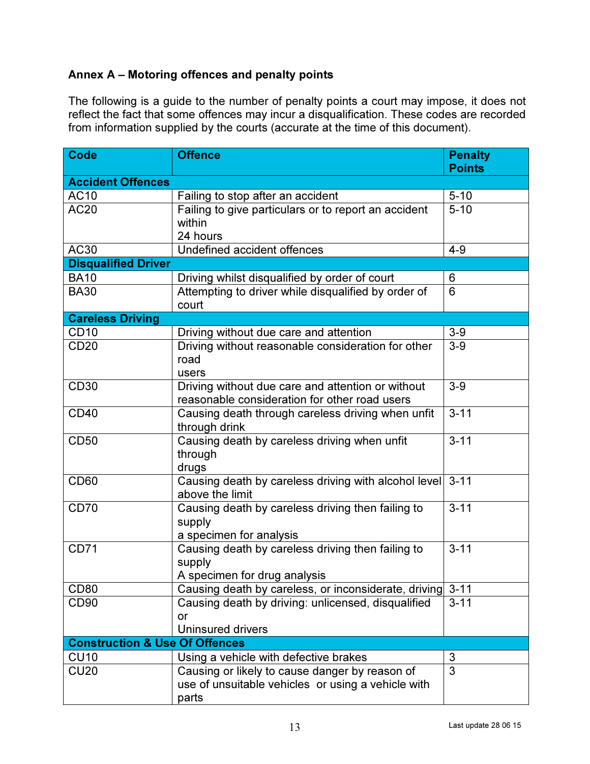**Annex A – Motoring offences and penalty points**

The following is a guide to the number of penalty points a court may impose, it does not reflect the fact that some offences may incur a disqualification. These codes are recorded from information supplied by the courts (accurate at the time of this document).

| Code | Offence | Penalty Points |
|---|---|---|
| **Accident Offences** | | |
| AC10 | Failing to stop after an accident | 5-10 |
| AC20 | Failing to give particulars or to report an accident within 24 hours | 5-10 |
| AC30 | Undefined accident offences | 4-9 |
| **Disqualified Driver** | | |
| BA10 | Driving whilst disqualified by order of court | 6 |
| BA30 | Attempting to driver while disqualified by order of court | 6 |
| **Careless Driving** | | |
| CD10 | Driving without due care and attention | 3-9 |
| CD20 | Driving without reasonable consideration for other road users | 3-9 |
| CD30 | Driving without due care and attention or without reasonable consideration for other road users | 3-9 |
| CD40 | Causing death through careless driving when unfit through drink | 3-11 |
| CD50 | Causing death by careless driving when unfit through drugs | 3-11 |
| CD60 | Causing death by careless driving with alcohol level above the limit | 3-11 |
| CD70 | Causing death by careless driving then failing to supply a specimen for analysis | 3-11 |
| CD71 | Causing death by careless driving then failing to supply A specimen for drug analysis | 3-11 |
| CD80 | Causing death by careless, or inconsiderate, driving | 3-11 |
| CD90 | Causing death by driving: unlicensed, disqualified or Uninsured drivers | 3-11 |
| **Construction & Use Of Offences** | | |
| CU10 | Using a vehicle with defective brakes | 3 |
| CU20 | Causing or likely to cause danger by reason of use of unsuitable vehicles or using a vehicle with parts | 3 |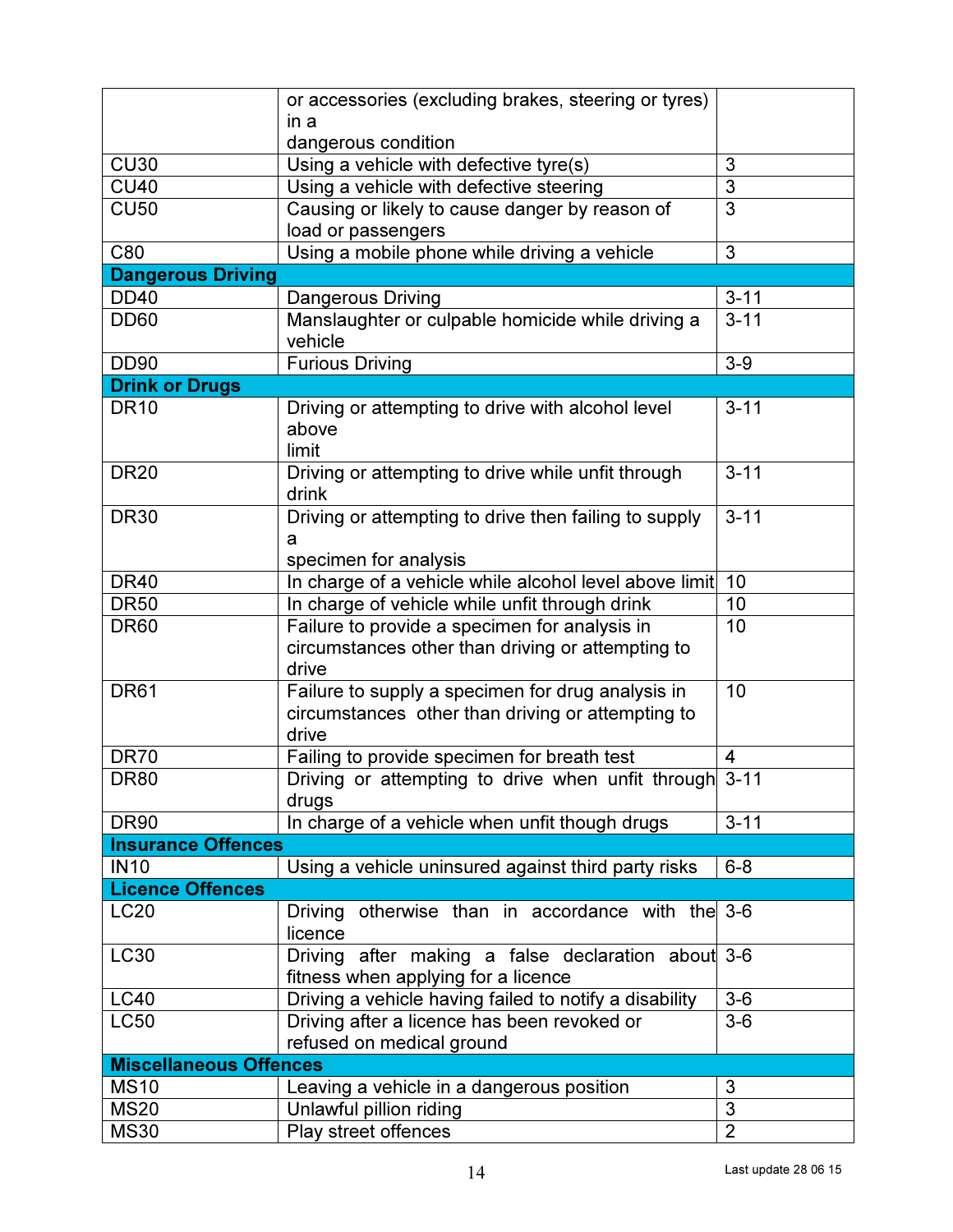|  |  |  |
|---|---|---|
|  | or accessories (excluding brakes, steering or tyres) in a dangerous condition |  |
| CU30 | Using a vehicle with defective tyre(s) | 3 |
| CU40 | Using a vehicle with defective steering | 3 |
| CU50 | Causing or likely to cause danger by reason of load or passengers | 3 |
| C80 | Using a mobile phone while driving a vehicle | 3 |
| **Dangerous Driving** |  |  |
| DD40 | Dangerous Driving | 3-11 |
| DD60 | Manslaughter or culpable homicide while driving a vehicle | 3-11 |
| DD90 | Furious Driving | 3-9 |
| **Drink or Drugs** |  |  |
| DR10 | Driving or attempting to drive with alcohol level above limit | 3-11 |
| DR20 | Driving or attempting to drive while unfit through drink | 3-11 |
| DR30 | Driving or attempting to drive then failing to supply a specimen for analysis | 3-11 |
| DR40 | In charge of a vehicle while alcohol level above limit | 10 |
| DR50 | In charge of vehicle while unfit through drink | 10 |
| DR60 | Failure to provide a specimen for analysis in circumstances other than driving or attempting to drive | 10 |
| DR61 | Failure to supply a specimen for drug analysis in circumstances other than driving or attempting to drive | 10 |
| DR70 | Failing to provide specimen for breath test | 4 |
| DR80 | Driving or attempting to drive when unfit through drugs | 3-11 |
| DR90 | In charge of a vehicle when unfit though drugs | 3-11 |
| **Insurance Offences** |  |  |
| IN10 | Using a vehicle uninsured against third party risks | 6-8 |
| **Licence Offences** |  |  |
| LC20 | Driving otherwise than in accordance with the licence | 3-6 |
| LC30 | Driving after making a false declaration about fitness when applying for a licence | 3-6 |
| LC40 | Driving a vehicle having failed to notify a disability | 3-6 |
| LC50 | Driving after a licence has been revoked or refused on medical ground | 3-6 |
| **Miscellaneous Offences** |  |  |
| MS10 | Leaving a vehicle in a dangerous position | 3 |
| MS20 | Unlawful pillion riding | 3 |
| MS30 | Play street offences | 2 |

Last update 28 06 15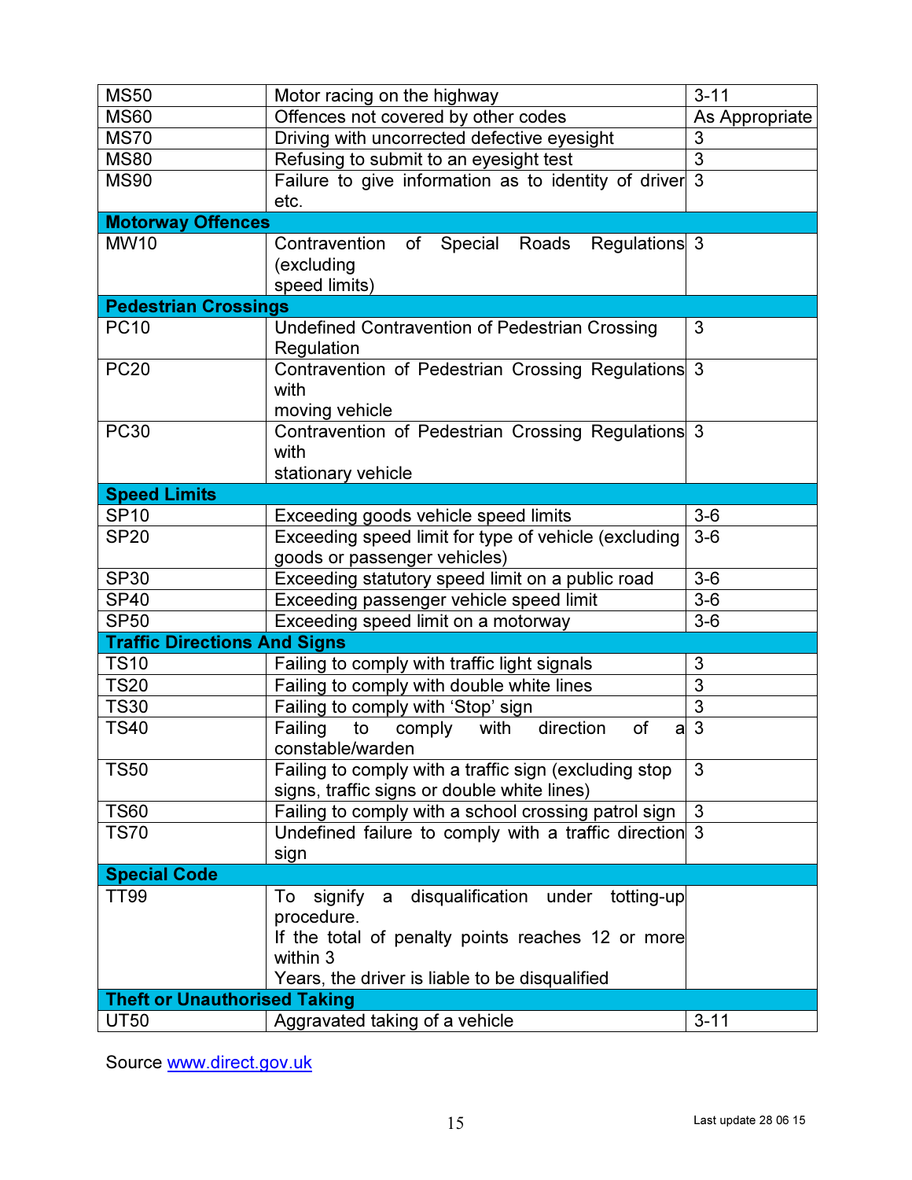| | | |
|---|---|---|
| MS50 | Motor racing on the highway | 3-11 |
| MS60 | Offences not covered by other codes | As Appropriate |
| MS70 | Driving with uncorrected defective eyesight | 3 |
| MS80 | Refusing to submit to an eyesight test | 3 |
| MS90 | Failure to give information as to identity of driver etc. | 3 |
| **Motorway Offences** | | |
| MW10 | Contravention of Special Roads Regulations (excluding speed limits) | 3 |
| **Pedestrian Crossings** | | |
| PC10 | Undefined Contravention of Pedestrian Crossing Regulation | 3 |
| PC20 | Contravention of Pedestrian Crossing Regulations with moving vehicle | 3 |
| PC30 | Contravention of Pedestrian Crossing Regulations with stationary vehicle | 3 |
| **Speed Limits** | | |
| SP10 | Exceeding goods vehicle speed limits | 3-6 |
| SP20 | Exceeding speed limit for type of vehicle (excluding goods or passenger vehicles) | 3-6 |
| SP30 | Exceeding statutory speed limit on a public road | 3-6 |
| SP40 | Exceeding passenger vehicle speed limit | 3-6 |
| SP50 | Exceeding speed limit on a motorway | 3-6 |
| **Traffic Directions And Signs** | | |
| TS10 | Failing to comply with traffic light signals | 3 |
| TS20 | Failing to comply with double white lines | 3 |
| TS30 | Failing to comply with 'Stop' sign | 3 |
| TS40 | Failing to comply with direction of a constable/warden | 3 |
| TS50 | Failing to comply with a traffic sign (excluding stop signs, traffic signs or double white lines) | 3 |
| TS60 | Failing to comply with a school crossing patrol sign | 3 |
| TS70 | Undefined failure to comply with a traffic direction sign | 3 |
| **Special Code** | | |
| TT99 | To signify a disqualification under totting-up procedure. If the total of penalty points reaches 12 or more within 3 Years, the driver is liable to be disqualified | |
| **Theft or Unauthorised Taking** | | |
| UT50 | Aggravated taking of a vehicle | 3-11 |

Source www.direct.gov.uk

Last update 28 06 15